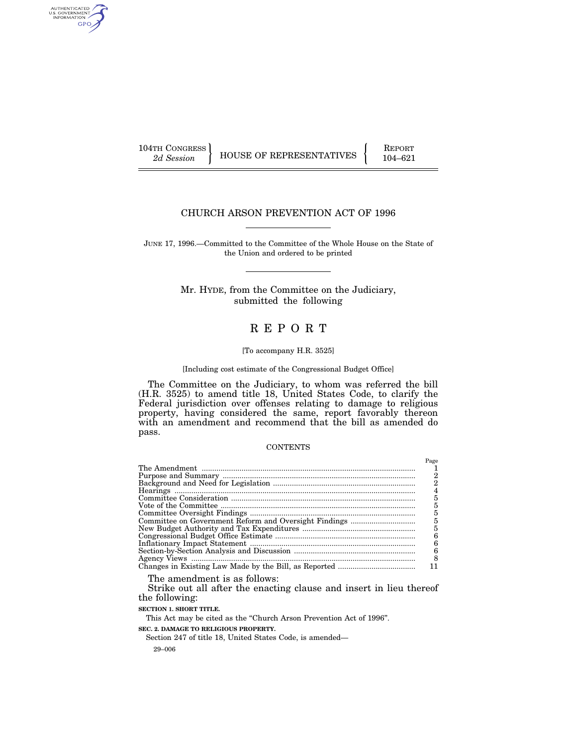104TH CONGRESS
*2d Session*

HOUSE OF REPRESENTATIVES

REPORT
104–621

# CHURCH ARSON PREVENTION ACT OF 1996

JUNE 17, 1996.—Committed to the Committee of the Whole House on the State of the Union and ordered to be printed

Mr. HYDE, from the Committee on the Judiciary, submitted the following

## R E P O R T

[To accompany H.R. 3525]

[Including cost estimate of the Congressional Budget Office]

The Committee on the Judiciary, to whom was referred the bill (H.R. 3525) to amend title 18, United States Code, to clarify the Federal jurisdiction over offenses relating to damage to religious property, having considered the same, report favorably thereon with an amendment and recommend that the bill as amended do pass.

CONTENTS

| | Page |
|---|---|
| The Amendment | 1 |
| Purpose and Summary | 2 |
| Background and Need for Legislation | 2 |
| Hearings | 4 |
| Committee Consideration | 5 |
| Vote of the Committee | 5 |
| Committee Oversight Findings | 5 |
| Committee on Government Reform and Oversight Findings | 5 |
| New Budget Authority and Tax Expenditures | 5 |
| Congressional Budget Office Estimate | 6 |
| Inflationary Impact Statement | 6 |
| Section-by-Section Analysis and Discussion | 6 |
| Agency Views | 8 |
| Changes in Existing Law Made by the Bill, as Reported | 11 |

The amendment is as follows:

Strike out all after the enacting clause and insert in lieu thereof the following:

**SECTION 1. SHORT TITLE.**

This Act may be cited as the "Church Arson Prevention Act of 1996".

**SEC. 2. DAMAGE TO RELIGIOUS PROPERTY.**

Section 247 of title 18, United States Code, is amended—

29–006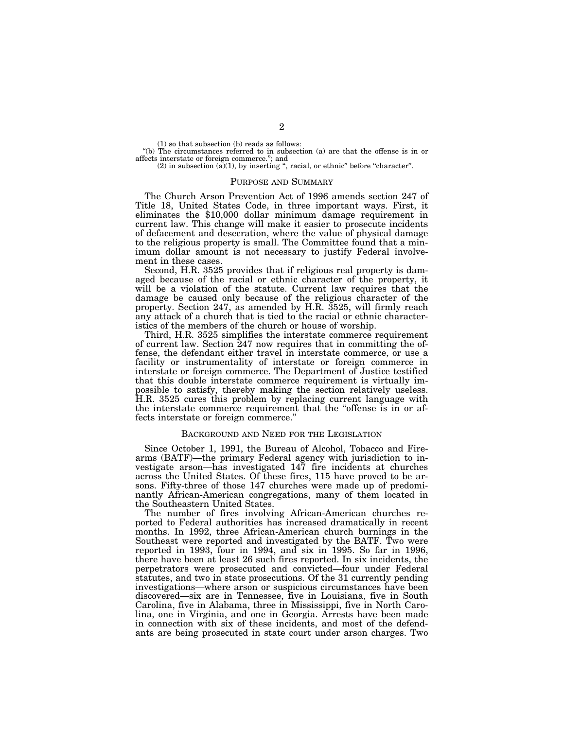(1) so that subsection (b) reads as follows:

"(b) The circumstances referred to in subsection (a) are that the offense is in or affects interstate or foreign commerce."; and

(2) in subsection (a)(1), by inserting ", racial, or ethnic" before "character".

## PURPOSE AND SUMMARY

The Church Arson Prevention Act of 1996 amends section 247 of Title 18, United States Code, in three important ways. First, it eliminates the $10,000 dollar minimum damage requirement in current law. This change will make it easier to prosecute incidents of defacement and desecration, where the value of physical damage to the religious property is small. The Committee found that a minimum dollar amount is not necessary to justify Federal involvement in these cases.

Second, H.R. 3525 provides that if religious real property is damaged because of the racial or ethnic character of the property, it will be a violation of the statute. Current law requires that the damage be caused only because of the religious character of the property. Section 247, as amended by H.R. 3525, will firmly reach any attack of a church that is tied to the racial or ethnic characteristics of the members of the church or house of worship.

Third, H.R. 3525 simplifies the interstate commerce requirement of current law. Section 247 now requires that in committing the offense, the defendant either travel in interstate commerce, or use a facility or instrumentality of interstate or foreign commerce in interstate or foreign commerce. The Department of Justice testified that this double interstate commerce requirement is virtually impossible to satisfy, thereby making the section relatively useless. H.R. 3525 cures this problem by replacing current language with the interstate commerce requirement that the "offense is in or affects interstate or foreign commerce."

## BACKGROUND AND NEED FOR THE LEGISLATION

Since October 1, 1991, the Bureau of Alcohol, Tobacco and Firearms (BATF)—the primary Federal agency with jurisdiction to investigate arson—has investigated 147 fire incidents at churches across the United States. Of these fires, 115 have proved to be arsons. Fifty-three of those 147 churches were made up of predominantly African-American congregations, many of them located in the Southeastern United States.

The number of fires involving African-American churches reported to Federal authorities has increased dramatically in recent months. In 1992, three African-American church burnings in the Southeast were reported and investigated by the BATF. Two were reported in 1993, four in 1994, and six in 1995. So far in 1996, there have been at least 26 such fires reported. In six incidents, the perpetrators were prosecuted and convicted—four under Federal statutes, and two in state prosecutions. Of the 31 currently pending investigations—where arson or suspicious circumstances have been discovered—six are in Tennessee, five in Louisiana, five in South Carolina, five in Alabama, three in Mississippi, five in North Carolina, one in Virginia, and one in Georgia. Arrests have been made in connection with six of these incidents, and most of the defendants are being prosecuted in state court under arson charges. Two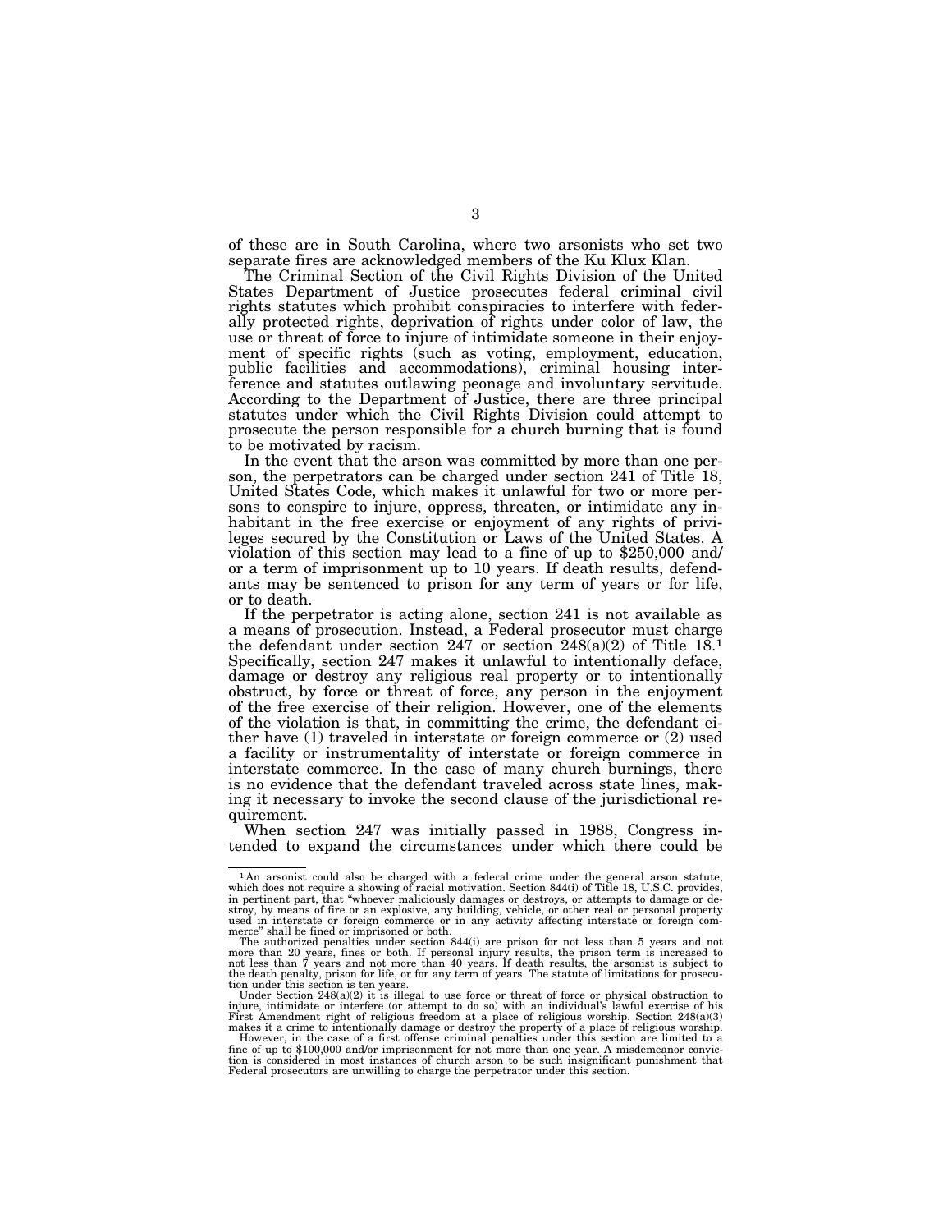of these are in South Carolina, where two arsonists who set two separate fires are acknowledged members of the Ku Klux Klan.

The Criminal Section of the Civil Rights Division of the United States Department of Justice prosecutes federal criminal civil rights statutes which prohibit conspiracies to interfere with federally protected rights, deprivation of rights under color of law, the use or threat of force to injure of intimidate someone in their enjoyment of specific rights (such as voting, employment, education, public facilities and accommodations), criminal housing interference and statutes outlawing peonage and involuntary servitude. According to the Department of Justice, there are three principal statutes under which the Civil Rights Division could attempt to prosecute the person responsible for a church burning that is found to be motivated by racism.

In the event that the arson was committed by more than one person, the perpetrators can be charged under section 241 of Title 18, United States Code, which makes it unlawful for two or more persons to conspire to injure, oppress, threaten, or intimidate any inhabitant in the free exercise or enjoyment of any rights of privileges secured by the Constitution or Laws of the United States. A violation of this section may lead to a fine of up to $250,000 and/or a term of imprisonment up to 10 years. If death results, defendants may be sentenced to prison for any term of years or for life, or to death.

If the perpetrator is acting alone, section 241 is not available as a means of prosecution. Instead, a Federal prosecutor must charge the defendant under section 247 or section 248(a)(2) of Title 18.[1] Specifically, section 247 makes it unlawful to intentionally deface, damage or destroy any religious real property or to intentionally obstruct, by force or threat of force, any person in the enjoyment of the free exercise of their religion. However, one of the elements of the violation is that, in committing the crime, the defendant either have (1) traveled in interstate or foreign commerce or (2) used a facility or instrumentality of interstate or foreign commerce in interstate commerce. In the case of many church burnings, there is no evidence that the defendant traveled across state lines, making it necessary to invoke the second clause of the jurisdictional requirement.

When section 247 was initially passed in 1988, Congress intended to expand the circumstances under which there could be

---

[1] An arsonist could also be charged with a federal crime under the general arson statute, which does not require a showing of racial motivation. Section 844(i) of Title 18, U.S.C. provides, in pertinent part, that "whoever maliciously damages or destroys, or attempts to damage or destroy, by means of fire or an explosive, any building, vehicle, or other real or personal property used in interstate or foreign commerce or in any activity affecting interstate or foreign commerce" shall be fined or imprisoned or both.

The authorized penalties under section 844(i) are prison for not less than 5 years and not more than 20 years, fines or both. If personal injury results, the prison term is increased to not less than 7 years and not more than 40 years. If death results, the arsonist is subject to the death penalty, prison for life, or for any term of years. The statute of limitations for prosecution under this section is ten years.

Under Section 248(a)(2) it is illegal to use force or threat of force or physical obstruction to injure, intimidate or interfere (or attempt to do so) with an individual's lawful exercise of his First Amendment right of religious freedom at a place of religious worship. Section 248(a)(3) makes it a crime to intentionally damage or destroy the property of a place of religious worship.

However, in the case of a first offense criminal penalties under this section are limited to a fine of up to $100,000 and/or imprisonment for not more than one year. A misdemeanor conviction is considered in most instances of church arson to be such insignificant punishment that Federal prosecutors are unwilling to charge the perpetrator under this section.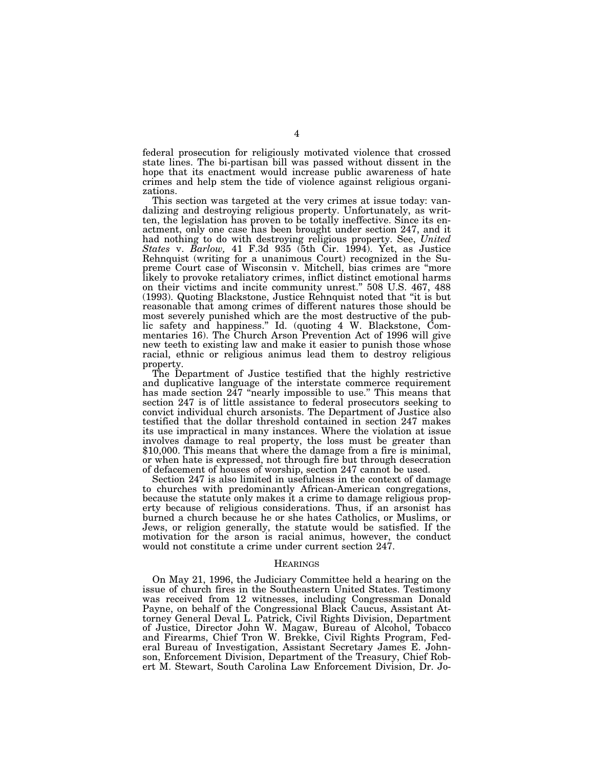federal prosecution for religiously motivated violence that crossed state lines. The bi-partisan bill was passed without dissent in the hope that its enactment would increase public awareness of hate crimes and help stem the tide of violence against religious organizations.

This section was targeted at the very crimes at issue today: vandalizing and destroying religious property. Unfortunately, as written, the legislation has proven to be totally ineffective. Since its enactment, only one case has been brought under section 247, and it had nothing to do with destroying religious property. See, *United States* v. *Barlow,* 41 F.3d 935 (5th Cir. 1994). Yet, as Justice Rehnquist (writing for a unanimous Court) recognized in the Supreme Court case of Wisconsin v. Mitchell, bias crimes are "more likely to provoke retaliatory crimes, inflict distinct emotional harms on their victims and incite community unrest." 508 U.S. 467, 488 (1993). Quoting Blackstone, Justice Rehnquist noted that "it is but reasonable that among crimes of different natures those should be most severely punished which are the most destructive of the public safety and happiness." Id. (quoting 4 W. Blackstone, Commentaries 16). The Church Arson Prevention Act of 1996 will give new teeth to existing law and make it easier to punish those whose racial, ethnic or religious animus lead them to destroy religious property.

The Department of Justice testified that the highly restrictive and duplicative language of the interstate commerce requirement has made section 247 "nearly impossible to use." This means that section 247 is of little assistance to federal prosecutors seeking to convict individual church arsonists. The Department of Justice also testified that the dollar threshold contained in section 247 makes its use impractical in many instances. Where the violation at issue involves damage to real property, the loss must be greater than $10,000. This means that where the damage from a fire is minimal, or when hate is expressed, not through fire but through desecration of defacement of houses of worship, section 247 cannot be used.

Section 247 is also limited in usefulness in the context of damage to churches with predominantly African-American congregations, because the statute only makes it a crime to damage religious property because of religious considerations. Thus, if an arsonist has burned a church because he or she hates Catholics, or Muslims, or Jews, or religion generally, the statute would be satisfied. If the motivation for the arson is racial animus, however, the conduct would not constitute a crime under current section 247.

## HEARINGS

On May 21, 1996, the Judiciary Committee held a hearing on the issue of church fires in the Southeastern United States. Testimony was received from 12 witnesses, including Congressman Donald Payne, on behalf of the Congressional Black Caucus, Assistant Attorney General Deval L. Patrick, Civil Rights Division, Department of Justice, Director John W. Magaw, Bureau of Alcohol, Tobacco and Firearms, Chief Tron W. Brekke, Civil Rights Program, Federal Bureau of Investigation, Assistant Secretary James E. Johnson, Enforcement Division, Department of the Treasury, Chief Robert M. Stewart, South Carolina Law Enforcement Division, Dr. Jo-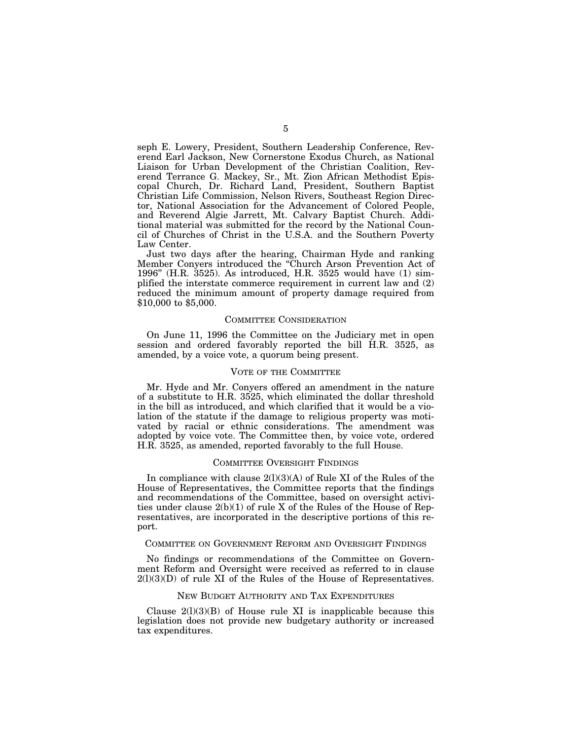seph E. Lowery, President, Southern Leadership Conference, Reverend Earl Jackson, New Cornerstone Exodus Church, as National Liaison for Urban Development of the Christian Coalition, Reverend Terrance G. Mackey, Sr., Mt. Zion African Methodist Episcopal Church, Dr. Richard Land, President, Southern Baptist Christian Life Commission, Nelson Rivers, Southeast Region Director, National Association for the Advancement of Colored People, and Reverend Algie Jarrett, Mt. Calvary Baptist Church. Additional material was submitted for the record by the National Council of Churches of Christ in the U.S.A. and the Southern Poverty Law Center.

Just two days after the hearing, Chairman Hyde and ranking Member Conyers introduced the "Church Arson Prevention Act of 1996" (H.R. 3525). As introduced, H.R. 3525 would have (1) simplified the interstate commerce requirement in current law and (2) reduced the minimum amount of property damage required from $10,000 to $5,000.

## COMMITTEE CONSIDERATION

On June 11, 1996 the Committee on the Judiciary met in open session and ordered favorably reported the bill H.R. 3525, as amended, by a voice vote, a quorum being present.

## VOTE OF THE COMMITTEE

Mr. Hyde and Mr. Conyers offered an amendment in the nature of a substitute to H.R. 3525, which eliminated the dollar threshold in the bill as introduced, and which clarified that it would be a violation of the statute if the damage to religious property was motivated by racial or ethnic considerations. The amendment was adopted by voice vote. The Committee then, by voice vote, ordered H.R. 3525, as amended, reported favorably to the full House.

## COMMITTEE OVERSIGHT FINDINGS

In compliance with clause 2(l)(3)(A) of Rule XI of the Rules of the House of Representatives, the Committee reports that the findings and recommendations of the Committee, based on oversight activities under clause 2(b)(1) of rule X of the Rules of the House of Representatives, are incorporated in the descriptive portions of this report.

## COMMITTEE ON GOVERNMENT REFORM AND OVERSIGHT FINDINGS

No findings or recommendations of the Committee on Government Reform and Oversight were received as referred to in clause 2(l)(3)(D) of rule XI of the Rules of the House of Representatives.

## NEW BUDGET AUTHORITY AND TAX EXPENDITURES

Clause 2(l)(3)(B) of House rule XI is inapplicable because this legislation does not provide new budgetary authority or increased tax expenditures.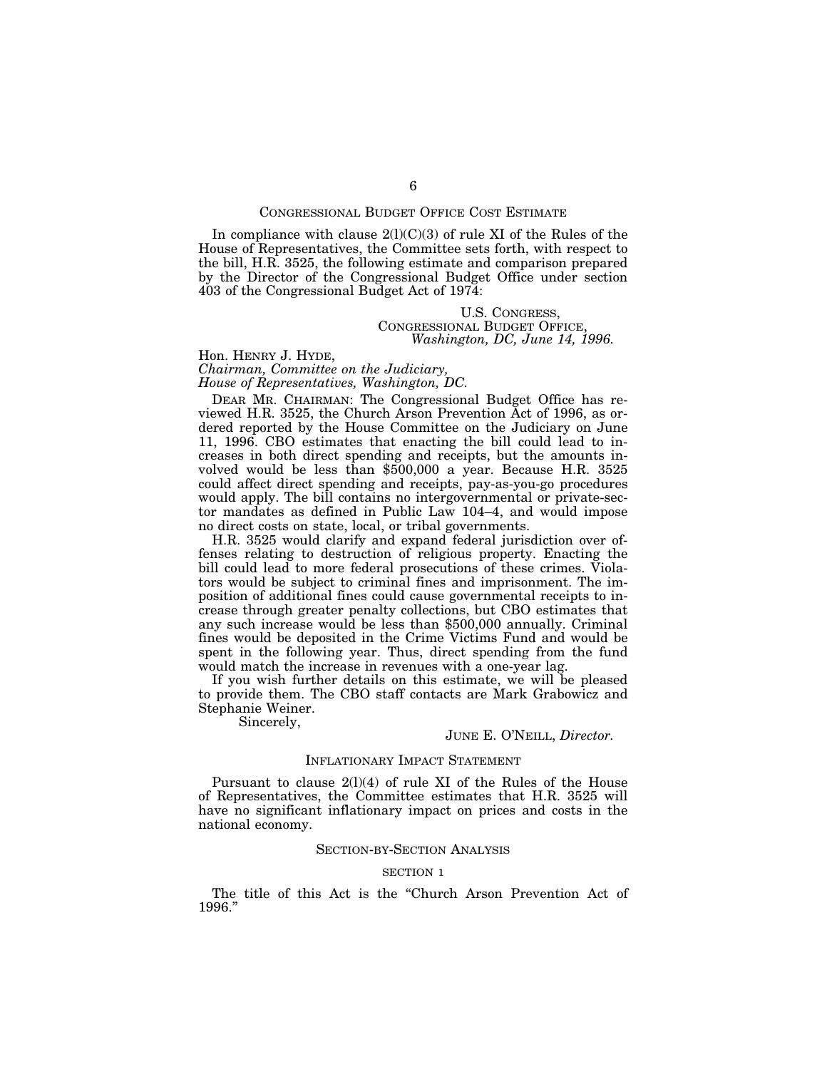## CONGRESSIONAL BUDGET OFFICE COST ESTIMATE

In compliance with clause 2(l)(C)(3) of rule XI of the Rules of the House of Representatives, the Committee sets forth, with respect to the bill, H.R. 3525, the following estimate and comparison prepared by the Director of the Congressional Budget Office under section 403 of the Congressional Budget Act of 1974:

U.S. CONGRESS,
CONGRESSIONAL BUDGET OFFICE,
*Washington, DC, June 14, 1996.*

Hon. HENRY J. HYDE,
*Chairman, Committee on the Judiciary,*
*House of Representatives, Washington, DC.*

DEAR MR. CHAIRMAN: The Congressional Budget Office has reviewed H.R. 3525, the Church Arson Prevention Act of 1996, as ordered reported by the House Committee on the Judiciary on June 11, 1996. CBO estimates that enacting the bill could lead to increases in both direct spending and receipts, but the amounts involved would be less than $500,000 a year. Because H.R. 3525 could affect direct spending and receipts, pay-as-you-go procedures would apply. The bill contains no intergovernmental or private-sector mandates as defined in Public Law 104–4, and would impose no direct costs on state, local, or tribal governments.

H.R. 3525 would clarify and expand federal jurisdiction over offenses relating to destruction of religious property. Enacting the bill could lead to more federal prosecutions of these crimes. Violators would be subject to criminal fines and imprisonment. The imposition of additional fines could cause governmental receipts to increase through greater penalty collections, but CBO estimates that any such increase would be less than $500,000 annually. Criminal fines would be deposited in the Crime Victims Fund and would be spent in the following year. Thus, direct spending from the fund would match the increase in revenues with a one-year lag.

If you wish further details on this estimate, we will be pleased to provide them. The CBO staff contacts are Mark Grabowicz and Stephanie Weiner.

Sincerely,

JUNE E. O'NEILL, *Director.*

## INFLATIONARY IMPACT STATEMENT

Pursuant to clause 2(l)(4) of rule XI of the Rules of the House of Representatives, the Committee estimates that H.R. 3525 will have no significant inflationary impact on prices and costs in the national economy.

## SECTION-BY-SECTION ANALYSIS

### SECTION 1

The title of this Act is the "Church Arson Prevention Act of 1996."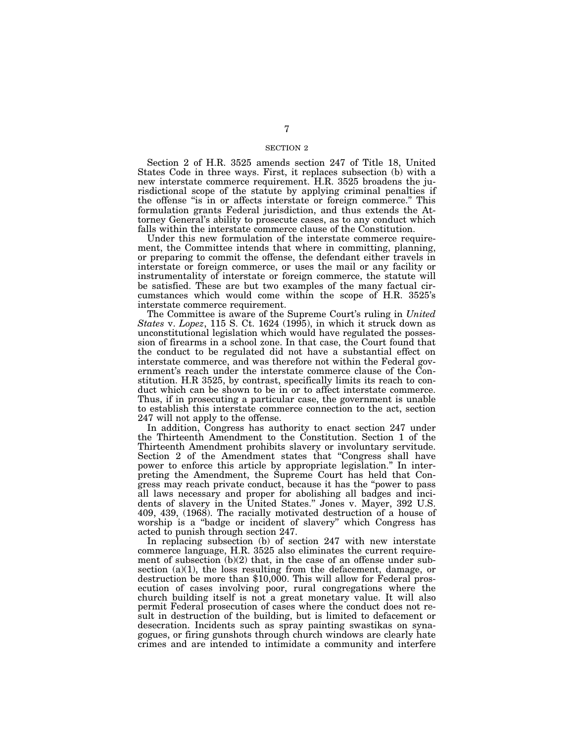## SECTION 2

Section 2 of H.R. 3525 amends section 247 of Title 18, United States Code in three ways. First, it replaces subsection (b) with a new interstate commerce requirement. H.R. 3525 broadens the jurisdictional scope of the statute by applying criminal penalties if the offense "is in or affects interstate or foreign commerce." This formulation grants Federal jurisdiction, and thus extends the Attorney General's ability to prosecute cases, as to any conduct which falls within the interstate commerce clause of the Constitution.

Under this new formulation of the interstate commerce requirement, the Committee intends that where in committing, planning, or preparing to commit the offense, the defendant either travels in interstate or foreign commerce, or uses the mail or any facility or instrumentality of interstate or foreign commerce, the statute will be satisfied. These are but two examples of the many factual circumstances which would come within the scope of H.R. 3525's interstate commerce requirement.

The Committee is aware of the Supreme Court's ruling in *United States* v. *Lopez*, 115 S. Ct. 1624 (1995), in which it struck down as unconstitutional legislation which would have regulated the possession of firearms in a school zone. In that case, the Court found that the conduct to be regulated did not have a substantial effect on interstate commerce, and was therefore not within the Federal government's reach under the interstate commerce clause of the Constitution. H.R 3525, by contrast, specifically limits its reach to conduct which can be shown to be in or to affect interstate commerce. Thus, if in prosecuting a particular case, the government is unable to establish this interstate commerce connection to the act, section 247 will not apply to the offense.

In addition, Congress has authority to enact section 247 under the Thirteenth Amendment to the Constitution. Section 1 of the Thirteenth Amendment prohibits slavery or involuntary servitude. Section 2 of the Amendment states that "Congress shall have power to enforce this article by appropriate legislation." In interpreting the Amendment, the Supreme Court has held that Congress may reach private conduct, because it has the "power to pass all laws necessary and proper for abolishing all badges and incidents of slavery in the United States." Jones v. Mayer, 392 U.S. 409, 439, (1968). The racially motivated destruction of a house of worship is a "badge or incident of slavery" which Congress has acted to punish through section 247.

In replacing subsection (b) of section 247 with new interstate commerce language, H.R. 3525 also eliminates the current requirement of subsection (b)(2) that, in the case of an offense under subsection (a)(1), the loss resulting from the defacement, damage, or destruction be more than $10,000. This will allow for Federal prosecution of cases involving poor, rural congregations where the church building itself is not a great monetary value. It will also permit Federal prosecution of cases where the conduct does not result in destruction of the building, but is limited to defacement or desecration. Incidents such as spray painting swastikas on synagogues, or firing gunshots through church windows are clearly hate crimes and are intended to intimidate a community and interfere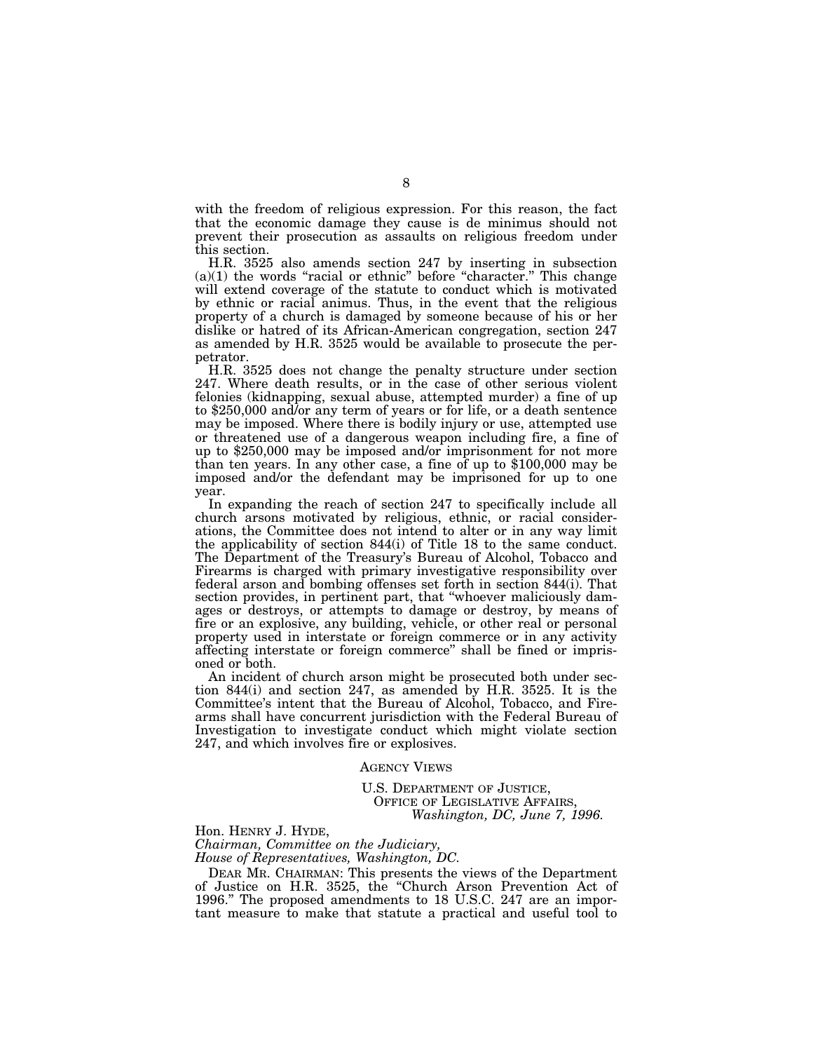with the freedom of religious expression. For this reason, the fact that the economic damage they cause is de minimus should not prevent their prosecution as assaults on religious freedom under this section.

H.R. 3525 also amends section 247 by inserting in subsection (a)(1) the words "racial or ethnic" before "character." This change will extend coverage of the statute to conduct which is motivated by ethnic or racial animus. Thus, in the event that the religious property of a church is damaged by someone because of his or her dislike or hatred of its African-American congregation, section 247 as amended by H.R. 3525 would be available to prosecute the perpetrator.

H.R. 3525 does not change the penalty structure under section 247. Where death results, or in the case of other serious violent felonies (kidnapping, sexual abuse, attempted murder) a fine of up to $250,000 and/or any term of years or for life, or a death sentence may be imposed. Where there is bodily injury or use, attempted use or threatened use of a dangerous weapon including fire, a fine of up to $250,000 may be imposed and/or imprisonment for not more than ten years. In any other case, a fine of up to $100,000 may be imposed and/or the defendant may be imprisoned for up to one year.

In expanding the reach of section 247 to specifically include all church arsons motivated by religious, ethnic, or racial considerations, the Committee does not intend to alter or in any way limit the applicability of section 844(i) of Title 18 to the same conduct. The Department of the Treasury's Bureau of Alcohol, Tobacco and Firearms is charged with primary investigative responsibility over federal arson and bombing offenses set forth in section 844(i). That section provides, in pertinent part, that "whoever maliciously damages or destroys, or attempts to damage or destroy, by means of fire or an explosive, any building, vehicle, or other real or personal property used in interstate or foreign commerce or in any activity affecting interstate or foreign commerce" shall be fined or imprisoned or both.

An incident of church arson might be prosecuted both under section 844(i) and section 247, as amended by H.R. 3525. It is the Committee's intent that the Bureau of Alcohol, Tobacco, and Firearms shall have concurrent jurisdiction with the Federal Bureau of Investigation to investigate conduct which might violate section 247, and which involves fire or explosives.

## AGENCY VIEWS

U.S. DEPARTMENT OF JUSTICE,
OFFICE OF LEGISLATIVE AFFAIRS,
*Washington, DC, June 7, 1996.*

Hon. HENRY J. HYDE,
*Chairman, Committee on the Judiciary,*
*House of Representatives, Washington, DC.*

DEAR MR. CHAIRMAN: This presents the views of the Department of Justice on H.R. 3525, the "Church Arson Prevention Act of 1996." The proposed amendments to 18 U.S.C. 247 are an important measure to make that statute a practical and useful tool to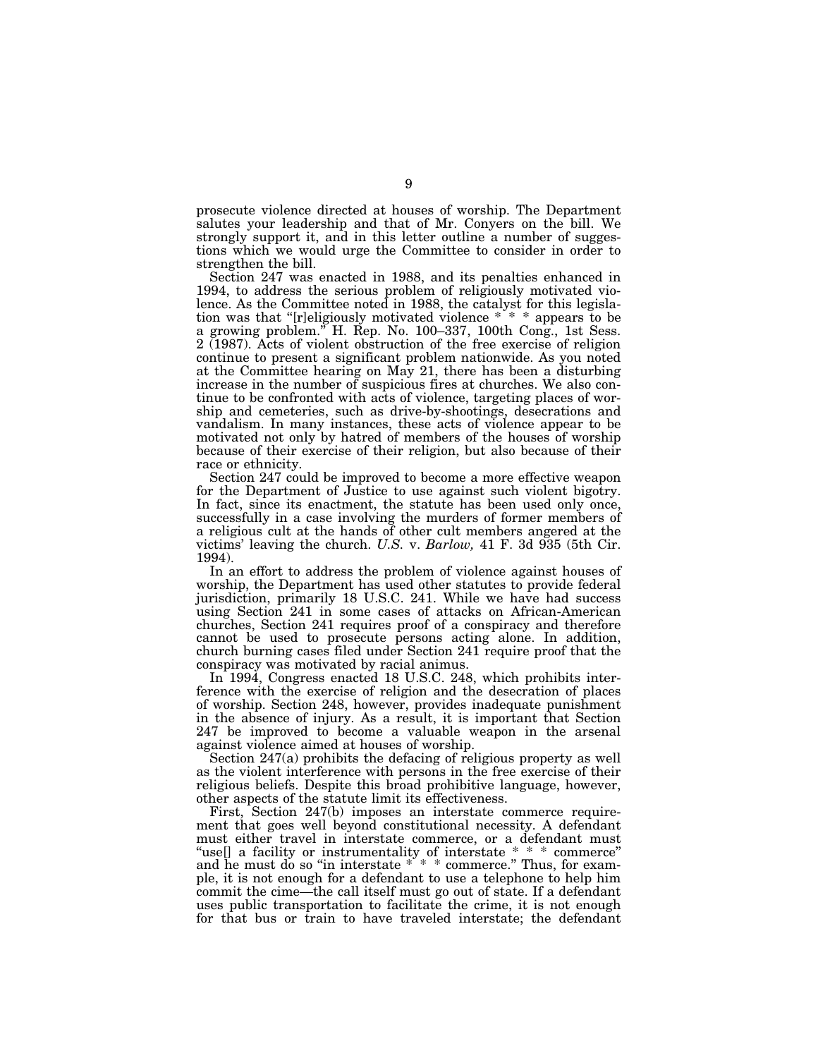prosecute violence directed at houses of worship. The Department salutes your leadership and that of Mr. Conyers on the bill. We strongly support it, and in this letter outline a number of suggestions which we would urge the Committee to consider in order to strengthen the bill.

Section 247 was enacted in 1988, and its penalties enhanced in 1994, to address the serious problem of religiously motivated violence. As the Committee noted in 1988, the catalyst for this legislation was that "[r]eligiously motivated violence * * * appears to be a growing problem." H. Rep. No. 100–337, 100th Cong., 1st Sess. 2 (1987). Acts of violent obstruction of the free exercise of religion continue to present a significant problem nationwide. As you noted at the Committee hearing on May 21, there has been a disturbing increase in the number of suspicious fires at churches. We also continue to be confronted with acts of violence, targeting places of worship and cemeteries, such as drive-by-shootings, desecrations and vandalism. In many instances, these acts of violence appear to be motivated not only by hatred of members of the houses of worship because of their exercise of their religion, but also because of their race or ethnicity.

Section 247 could be improved to become a more effective weapon for the Department of Justice to use against such violent bigotry. In fact, since its enactment, the statute has been used only once, successfully in a case involving the murders of former members of a religious cult at the hands of other cult members angered at the victims' leaving the church. *U.S.* v. *Barlow,* 41 F. 3d 935 (5th Cir. 1994).

In an effort to address the problem of violence against houses of worship, the Department has used other statutes to provide federal jurisdiction, primarily 18 U.S.C. 241. While we have had success using Section 241 in some cases of attacks on African-American churches, Section 241 requires proof of a conspiracy and therefore cannot be used to prosecute persons acting alone. In addition, church burning cases filed under Section 241 require proof that the conspiracy was motivated by racial animus.

In 1994, Congress enacted 18 U.S.C. 248, which prohibits interference with the exercise of religion and the desecration of places of worship. Section 248, however, provides inadequate punishment in the absence of injury. As a result, it is important that Section 247 be improved to become a valuable weapon in the arsenal against violence aimed at houses of worship.

Section 247(a) prohibits the defacing of religious property as well as the violent interference with persons in the free exercise of their religious beliefs. Despite this broad prohibitive language, however, other aspects of the statute limit its effectiveness.

First, Section 247(b) imposes an interstate commerce requirement that goes well beyond constitutional necessity. A defendant must either travel in interstate commerce, or a defendant must "use[] a facility or instrumentality of interstate * * * commerce" and he must do so "in interstate * * * commerce." Thus, for example, it is not enough for a defendant to use a telephone to help him commit the cime—the call itself must go out of state. If a defendant uses public transportation to facilitate the crime, it is not enough for that bus or train to have traveled interstate; the defendant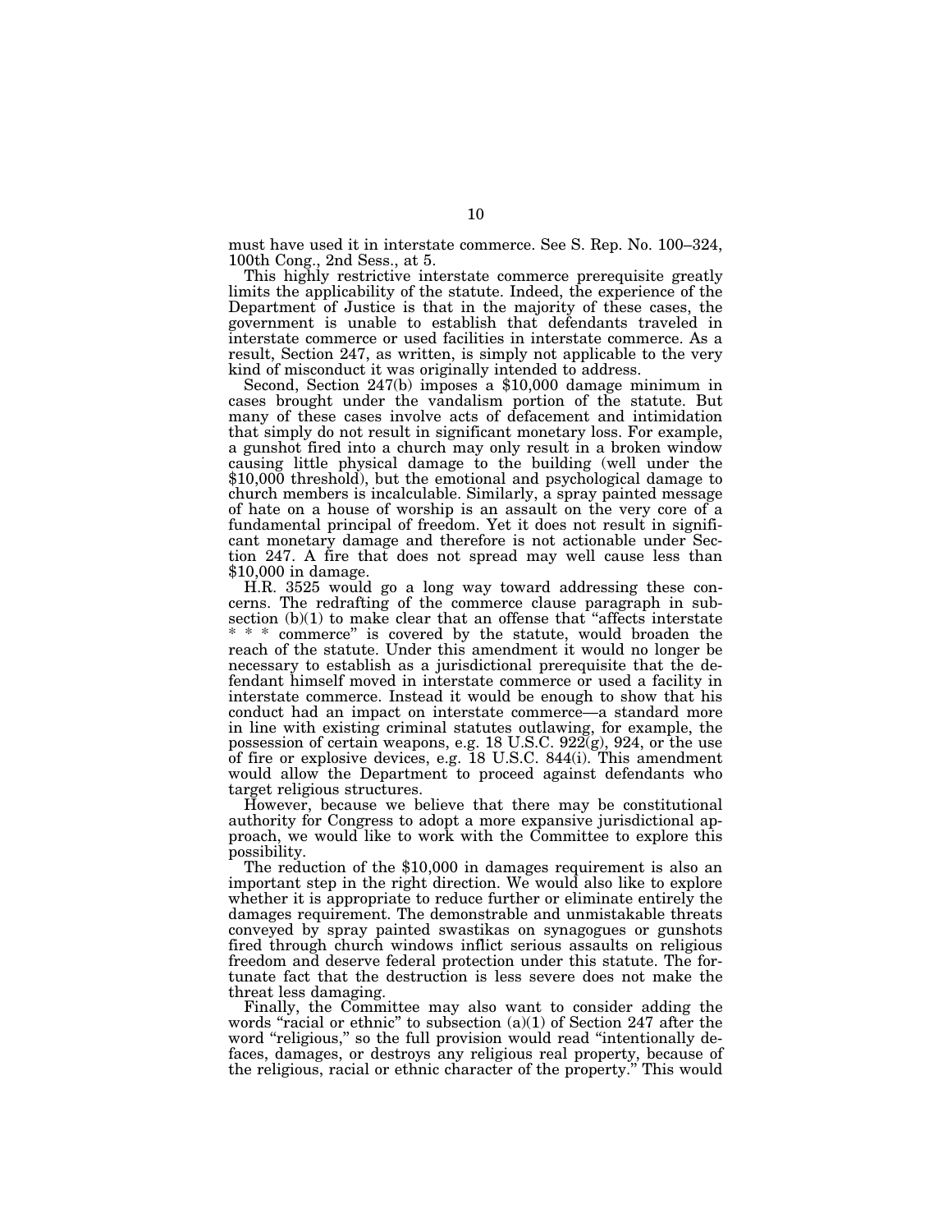must have used it in interstate commerce. See S. Rep. No. 100–324, 100th Cong., 2nd Sess., at 5.

This highly restrictive interstate commerce prerequisite greatly limits the applicability of the statute. Indeed, the experience of the Department of Justice is that in the majority of these cases, the government is unable to establish that defendants traveled in interstate commerce or used facilities in interstate commerce. As a result, Section 247, as written, is simply not applicable to the very kind of misconduct it was originally intended to address.

Second, Section 247(b) imposes a $10,000 damage minimum in cases brought under the vandalism portion of the statute. But many of these cases involve acts of defacement and intimidation that simply do not result in significant monetary loss. For example, a gunshot fired into a church may only result in a broken window causing little physical damage to the building (well under the $10,000 threshold), but the emotional and psychological damage to church members is incalculable. Similarly, a spray painted message of hate on a house of worship is an assault on the very core of a fundamental principal of freedom. Yet it does not result in significant monetary damage and therefore is not actionable under Section 247. A fire that does not spread may well cause less than $10,000 in damage.

H.R. 3525 would go a long way toward addressing these concerns. The redrafting of the commerce clause paragraph in subsection (b)(1) to make clear that an offense that "affects interstate * * * commerce" is covered by the statute, would broaden the reach of the statute. Under this amendment it would no longer be necessary to establish as a jurisdictional prerequisite that the defendant himself moved in interstate commerce or used a facility in interstate commerce. Instead it would be enough to show that his conduct had an impact on interstate commerce—a standard more in line with existing criminal statutes outlawing, for example, the possession of certain weapons, e.g. 18 U.S.C. 922(g), 924, or the use of fire or explosive devices, e.g. 18 U.S.C. 844(i). This amendment would allow the Department to proceed against defendants who target religious structures.

However, because we believe that there may be constitutional authority for Congress to adopt a more expansive jurisdictional approach, we would like to work with the Committee to explore this possibility.

The reduction of the $10,000 in damages requirement is also an important step in the right direction. We would also like to explore whether it is appropriate to reduce further or eliminate entirely the damages requirement. The demonstrable and unmistakable threats conveyed by spray painted swastikas on synagogues or gunshots fired through church windows inflict serious assaults on religious freedom and deserve federal protection under this statute. The fortunate fact that the destruction is less severe does not make the threat less damaging.

Finally, the Committee may also want to consider adding the words "racial or ethnic" to subsection (a)(1) of Section 247 after the word "religious," so the full provision would read "intentionally defaces, damages, or destroys any religious real property, because of the religious, racial or ethnic character of the property." This would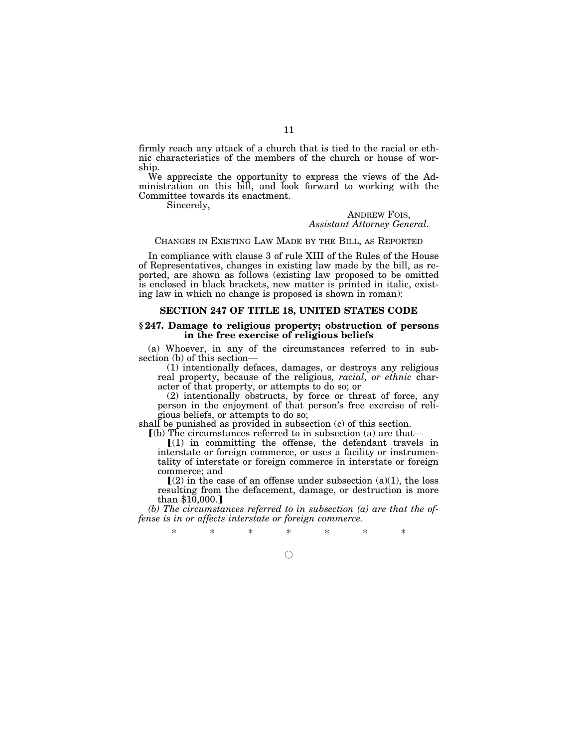firmly reach any attack of a church that is tied to the racial or ethnic characteristics of the members of the church or house of worship.

We appreciate the opportunity to express the views of the Administration on this bill, and look forward to working with the Committee towards its enactment.

Sincerely,

ANDREW FOIS,
*Assistant Attorney General.*

CHANGES IN EXISTING LAW MADE BY THE BILL, AS REPORTED

In compliance with clause 3 of rule XIII of the Rules of the House of Representatives, changes in existing law made by the bill, as reported, are shown as follows (existing law proposed to be omitted is enclosed in black brackets, new matter is printed in italic, existing law in which no change is proposed is shown in roman):

## SECTION 247 OF TITLE 18, UNITED STATES CODE

### § 247. Damage to religious property; obstruction of persons in the free exercise of religious beliefs

(a) Whoever, in any of the circumstances referred to in subsection (b) of this section—

(1) intentionally defaces, damages, or destroys any religious real property, because of the religious*, racial, or ethnic* character of that property, or attempts to do so; or

(2) intentionally obstructs, by force or threat of force, any person in the enjoyment of that person's free exercise of religious beliefs, or attempts to do so;

shall be punished as provided in subsection (c) of this section.

⟦(b) The circumstances referred to in subsection (a) are that—

⟦(1) in committing the offense, the defendant travels in interstate or foreign commerce, or uses a facility or instrumentality of interstate or foreign commerce in interstate or foreign commerce; and

⟦(2) in the case of an offense under subsection (a)(1), the loss resulting from the defacement, damage, or destruction is more than $10,000.⟧

*(b) The circumstances referred to in subsection (a) are that the offense is in or affects interstate or foreign commerce.*

\* \* \* \* \* \* \*